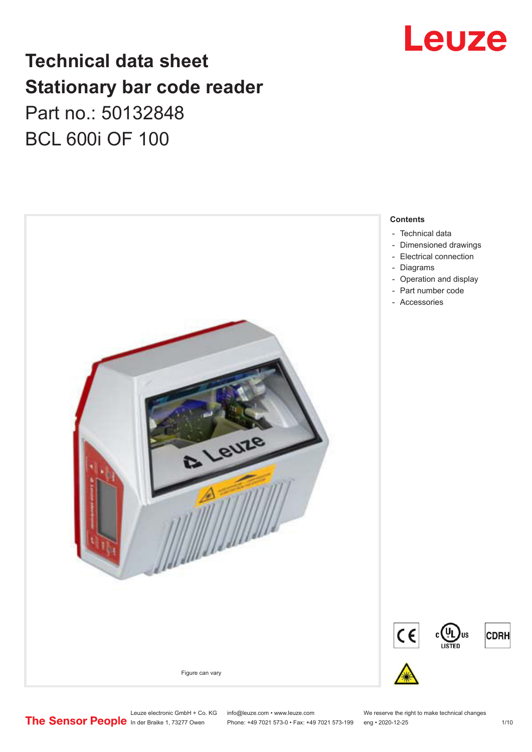# Technical data sheet
# Stationary bar code reader
Part no.: 50132848

BCL 600i OF 100

Figure can vary

**Contents**

- Technical data
- Dimensioned drawings
- Electrical connection
- Diagrams
- Operation and display
- Part number code
- Accessories

Leuze electronic GmbH + Co. KG
In der Braike 1, 73277 Owen

info@leuze.com • www.leuze.com
Phone: +49 7021 573-0 • Fax: +49 7021 573-199

We reserve the right to make technical changes
eng • 2020-12-25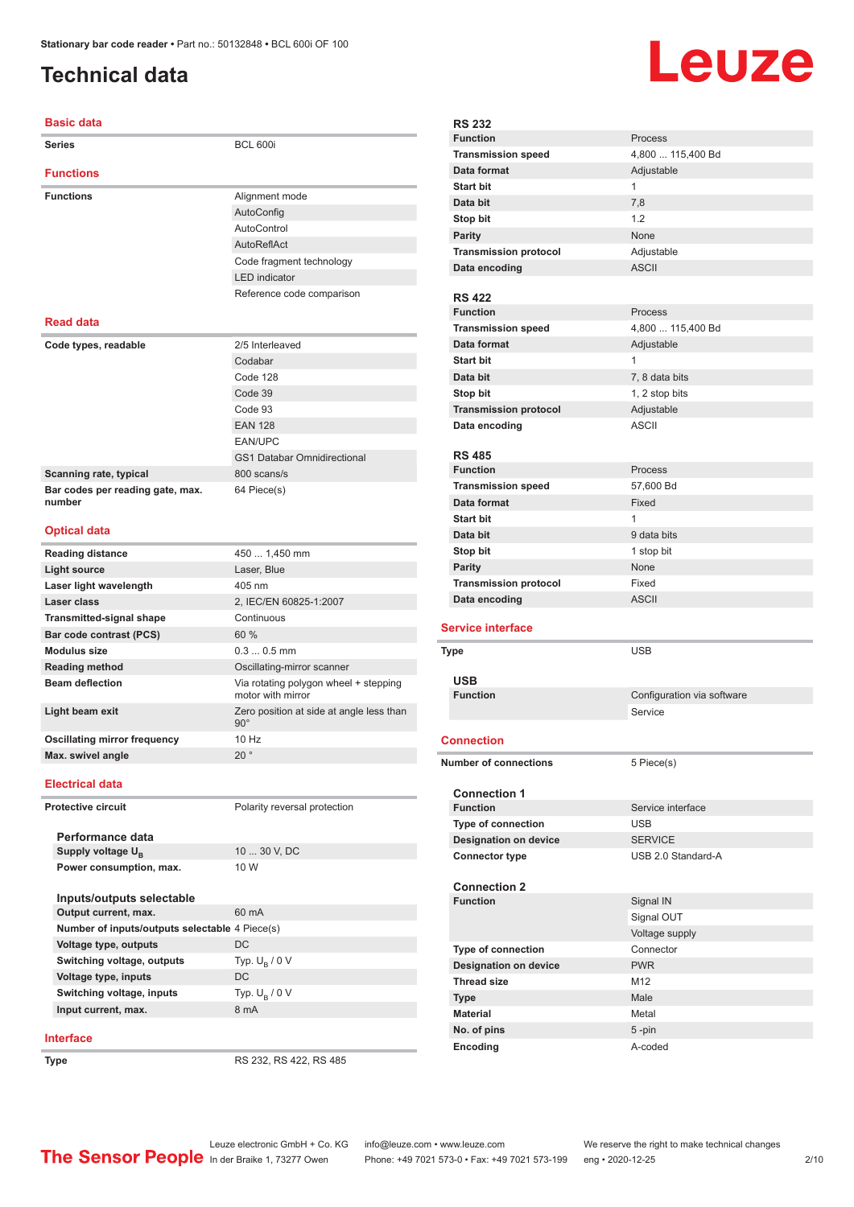# Technical data

## Basic data

| | |
|---|---|
| **Series** | BCL 600i |

## Functions

| | |
|---|---|
| **Functions** | Alignment mode |
| | AutoConfig |
| | AutoControl |
| | AutoReflAct |
| | Code fragment technology |
| | LED indicator |
| | Reference code comparison |

## Read data

| | |
|---|---|
| **Code types, readable** | 2/5 Interleaved |
| | Codabar |
| | Code 128 |
| | Code 39 |
| | Code 93 |
| | EAN 128 |
| | EAN/UPC |
| | GS1 Databar Omnidirectional |
| **Scanning rate, typical** | 800 scans/s |
| **Bar codes per reading gate, max. number** | 64 Piece(s) |

## Optical data

| | |
|---|---|
| **Reading distance** | 450 ... 1,450 mm |
| **Light source** | Laser, Blue |
| **Laser light wavelength** | 405 nm |
| **Laser class** | 2, IEC/EN 60825-1:2007 |
| **Transmitted-signal shape** | Continuous |
| **Bar code contrast (PCS)** | 60 % |
| **Modulus size** | 0.3 ... 0.5 mm |
| **Reading method** | Oscillating-mirror scanner |
| **Beam deflection** | Via rotating polygon wheel + stepping motor with mirror |
| **Light beam exit** | Zero position at side at angle less than 90° |
| **Oscillating mirror frequency** | 10 Hz |
| **Max. swivel angle** | 20 ° |

## Electrical data

| | |
|---|---|
| **Protective circuit** | Polarity reversal protection |

### Performance data

| | |
|---|---|
| **Supply voltage $U_B$** | 10 ... 30 V, DC |
| **Power consumption, max.** | 10 W |

### Inputs/outputs selectable

| | |
|---|---|
| **Output current, max.** | 60 mA |
| **Number of inputs/outputs selectable** | 4 Piece(s) |
| **Voltage type, outputs** | DC |
| **Switching voltage, outputs** | Typ. $U_B$ / 0 V |
| **Voltage type, inputs** | DC |
| **Switching voltage, inputs** | Typ. $U_B$ / 0 V |
| **Input current, max.** | 8 mA |

## Interface

| | |
|---|---|
| **Type** | RS 232, RS 422, RS 485 |

### RS 232

| | |
|---|---|
| **Function** | Process |
| **Transmission speed** | 4,800 ... 115,400 Bd |
| **Data format** | Adjustable |
| **Start bit** | 1 |
| **Data bit** | 7,8 |
| **Stop bit** | 1.2 |
| **Parity** | None |
| **Transmission protocol** | Adjustable |
| **Data encoding** | ASCII |

### RS 422

| | |
|---|---|
| **Function** | Process |
| **Transmission speed** | 4,800 ... 115,400 Bd |
| **Data format** | Adjustable |
| **Start bit** | 1 |
| **Data bit** | 7, 8 data bits |
| **Stop bit** | 1, 2 stop bits |
| **Transmission protocol** | Adjustable |
| **Data encoding** | ASCII |

### RS 485

| | |
|---|---|
| **Function** | Process |
| **Transmission speed** | 57,600 Bd |
| **Data format** | Fixed |
| **Start bit** | 1 |
| **Data bit** | 9 data bits |
| **Stop bit** | 1 stop bit |
| **Parity** | None |
| **Transmission protocol** | Fixed |
| **Data encoding** | ASCII |

## Service interface

| | |
|---|---|
| **Type** | USB |

### USB

| | |
|---|---|
| **Function** | Configuration via software |
| | Service |

## Connection

| | |
|---|---|
| **Number of connections** | 5 Piece(s) |

### Connection 1

| | |
|---|---|
| **Function** | Service interface |
| **Type of connection** | USB |
| **Designation on device** | SERVICE |
| **Connector type** | USB 2.0 Standard-A |

### Connection 2

| | |
|---|---|
| **Function** | Signal IN |
| | Signal OUT |
| | Voltage supply |
| **Type of connection** | Connector |
| **Designation on device** | PWR |
| **Thread size** | M12 |
| **Type** | Male |
| **Material** | Metal |
| **No. of pins** | 5 -pin |
| **Encoding** | A-coded |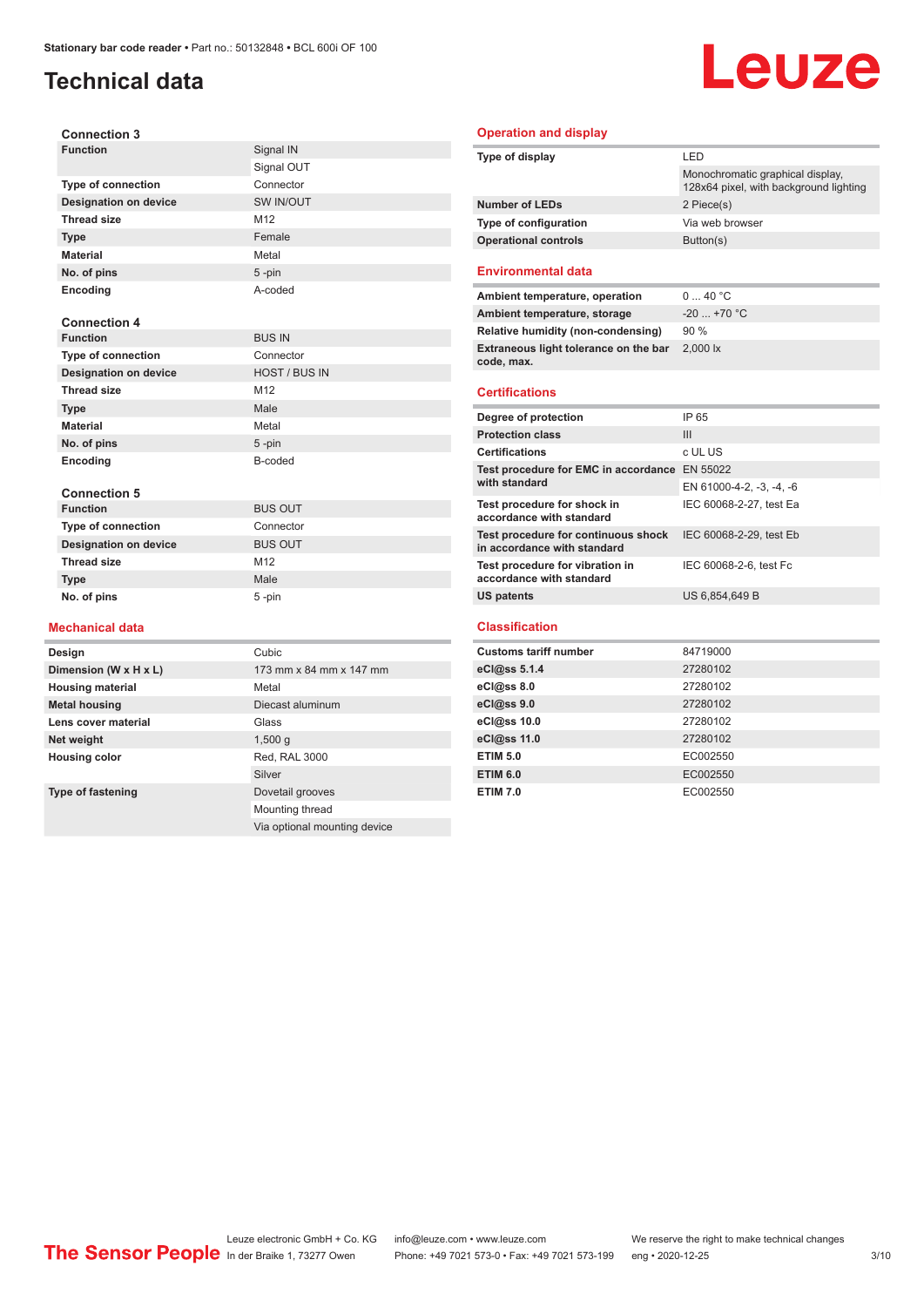# Technical data

### Connection 3

| | |
|---|---|
| **Function** | Signal IN |
| | Signal OUT |
| **Type of connection** | Connector |
| **Designation on device** | SW IN/OUT |
| **Thread size** | M12 |
| **Type** | Female |
| **Material** | Metal |
| **No. of pins** | 5 -pin |
| **Encoding** | A-coded |

### Connection 4

| | |
|---|---|
| **Function** | BUS IN |
| **Type of connection** | Connector |
| **Designation on device** | HOST / BUS IN |
| **Thread size** | M12 |
| **Type** | Male |
| **Material** | Metal |
| **No. of pins** | 5 -pin |
| **Encoding** | B-coded |

### Connection 5

| | |
|---|---|
| **Function** | BUS OUT |
| **Type of connection** | Connector |
| **Designation on device** | BUS OUT |
| **Thread size** | M12 |
| **Type** | Male |
| **No. of pins** | 5 -pin |

## Mechanical data

| | |
|---|---|
| **Design** | Cubic |
| **Dimension (W x H x L)** | 173 mm x 84 mm x 147 mm |
| **Housing material** | Metal |
| **Metal housing** | Diecast aluminum |
| **Lens cover material** | Glass |
| **Net weight** | 1,500 g |
| **Housing color** | Red, RAL 3000 |
| | Silver |
| **Type of fastening** | Dovetail grooves |
| | Mounting thread |
| | Via optional mounting device |

## Operation and display

| | |
|---|---|
| **Type of display** | LED |
| | Monochromatic graphical display, 128x64 pixel, with background lighting |
| **Number of LEDs** | 2 Piece(s) |
| **Type of configuration** | Via web browser |
| **Operational controls** | Button(s) |

## Environmental data

| | |
|---|---|
| **Ambient temperature, operation** | 0 ... 40 °C |
| **Ambient temperature, storage** | -20 ... +70 °C |
| **Relative humidity (non-condensing)** | 90 % |
| **Extraneous light tolerance on the bar code, max.** | 2,000 lx |

## Certifications

| | |
|---|---|
| **Degree of protection** | IP 65 |
| **Protection class** | III |
| **Certifications** | c UL US |
| **Test procedure for EMC in accordance with standard** | EN 55022 |
| | EN 61000-4-2, -3, -4, -6 |
| **Test procedure for shock in accordance with standard** | IEC 60068-2-27, test Ea |
| **Test procedure for continuous shock in accordance with standard** | IEC 60068-2-29, test Eb |
| **Test procedure for vibration in accordance with standard** | IEC 60068-2-6, test Fc |
| **US patents** | US 6,854,649 B |

## Classification

| | |
|---|---|
| **Customs tariff number** | 84719000 |
| **eCl@ss 5.1.4** | 27280102 |
| **eCl@ss 8.0** | 27280102 |
| **eCl@ss 9.0** | 27280102 |
| **eCl@ss 10.0** | 27280102 |
| **eCl@ss 11.0** | 27280102 |
| **ETIM 5.0** | EC002550 |
| **ETIM 6.0** | EC002550 |
| **ETIM 7.0** | EC002550 |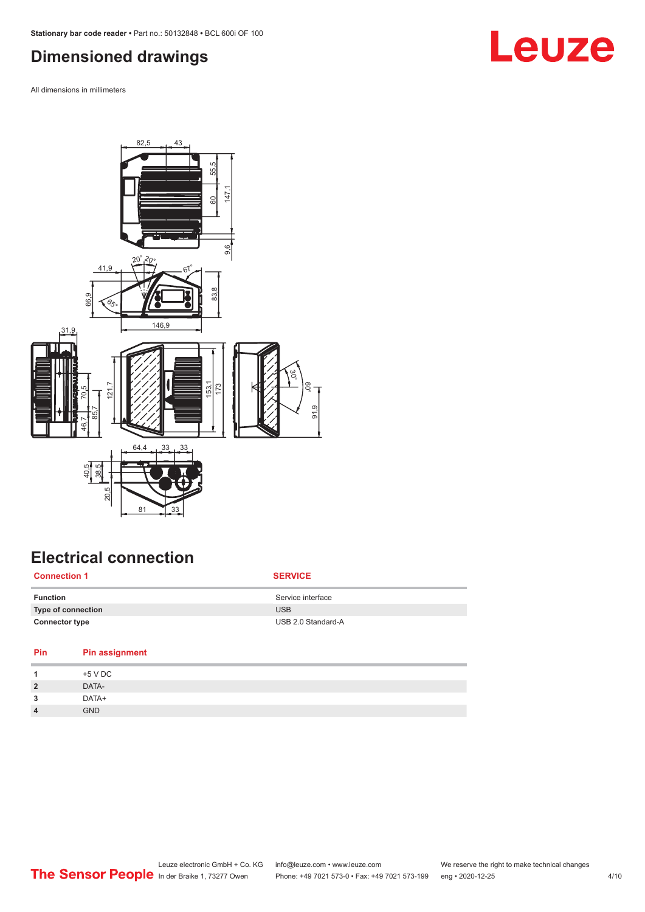# Dimensioned drawings

All dimensions in millimeters

# Electrical connection

| Connection 1 | SERVICE |
|---|---|
| **Function** | Service interface |
| **Type of connection** | USB |
| **Connector type** | USB 2.0 Standard-A |

| Pin | Pin assignment |
|---|---|
| **1** | +5 V DC |
| **2** | DATA- |
| **3** | DATA+ |
| **4** | GND |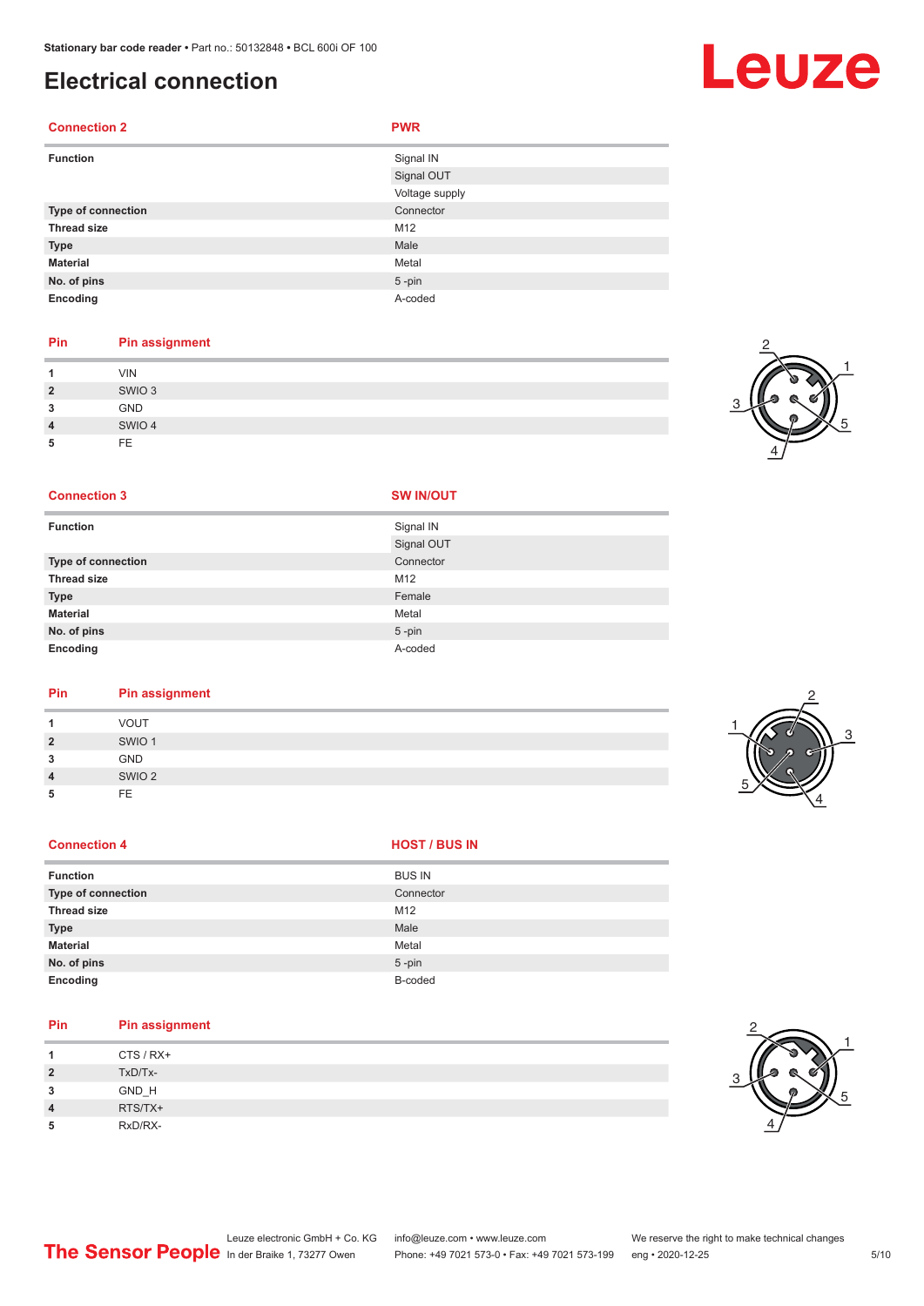# Electrical connection

| Connection 2 | PWR |
|---|---|
| Function | Signal IN |
| | Signal OUT |
| | Voltage supply |
| Type of connection | Connector |
| Thread size | M12 |
| Type | Male |
| Material | Metal |
| No. of pins | 5 -pin |
| Encoding | A-coded |

| Pin | Pin assignment |
|---|---|
| 1 | VIN |
| 2 | SWIO 3 |
| 3 | GND |
| 4 | SWIO 4 |
| 5 | FE |

| Connection 3 | SW IN/OUT |
|---|---|
| Function | Signal IN |
| | Signal OUT |
| Type of connection | Connector |
| Thread size | M12 |
| Type | Female |
| Material | Metal |
| No. of pins | 5 -pin |
| Encoding | A-coded |

| Pin | Pin assignment |
|---|---|
| 1 | VOUT |
| 2 | SWIO 1 |
| 3 | GND |
| 4 | SWIO 2 |
| 5 | FE |

| Connection 4 | HOST / BUS IN |
|---|---|
| Function | BUS IN |
| Type of connection | Connector |
| Thread size | M12 |
| Type | Male |
| Material | Metal |
| No. of pins | 5 -pin |
| Encoding | B-coded |

| Pin | Pin assignment |
|---|---|
| 1 | CTS / RX+ |
| 2 | TxD/Tx- |
| 3 | GND_H |
| 4 | RTS/TX+ |
| 5 | RxD/RX- |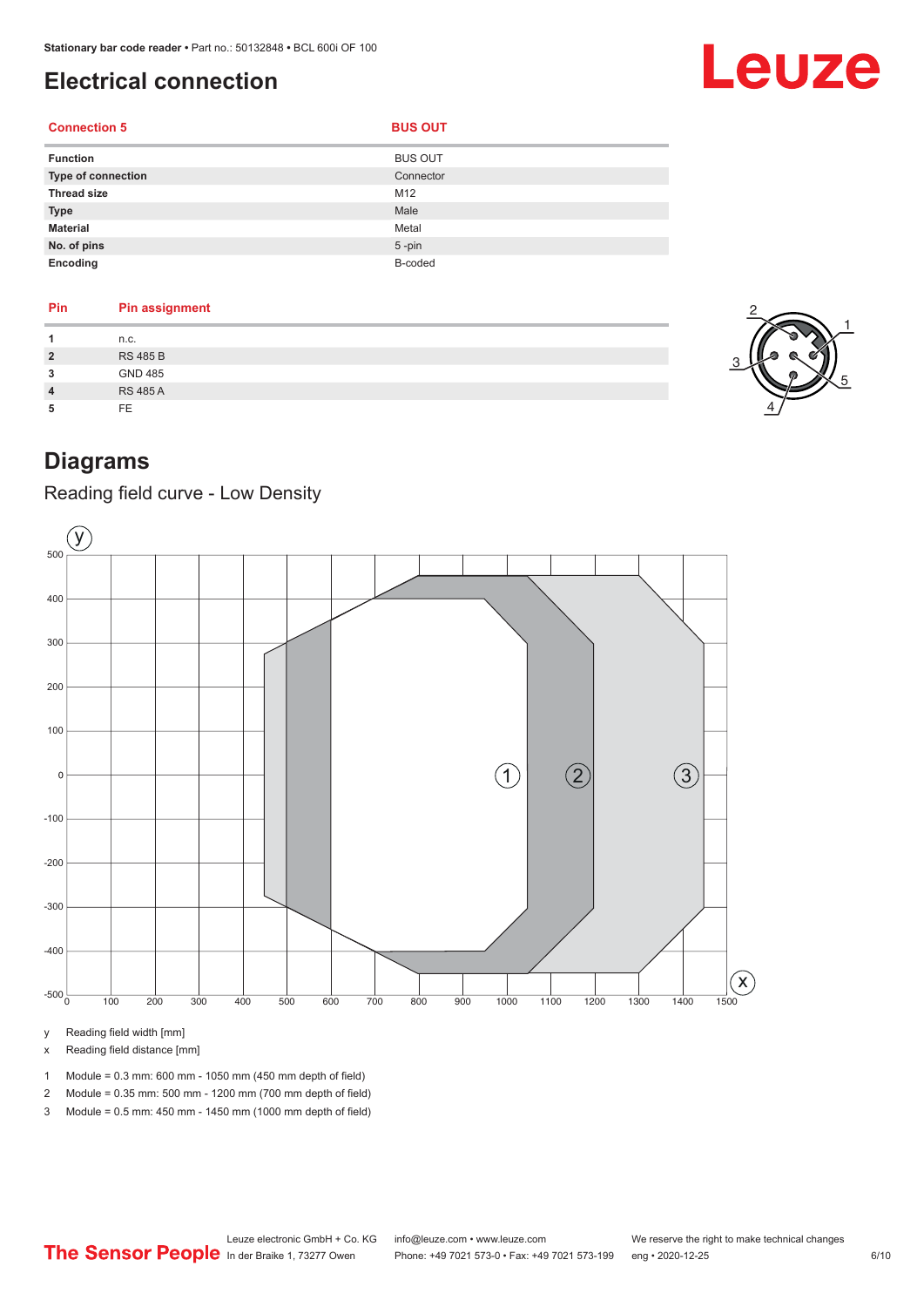# Electrical connection

| Connection 5 | BUS OUT |
|---|---|
| **Function** | BUS OUT |
| **Type of connection** | Connector |
| **Thread size** | M12 |
| **Type** | Male |
| **Material** | Metal |
| **No. of pins** | 5 -pin |
| **Encoding** | B-coded |

| Pin | Pin assignment |
|---|---|
| **1** | n.c. |
| **2** | RS 485 B |
| **3** | GND 485 |
| **4** | RS 485 A |
| **5** | FE |

# Diagrams

## Reading field curve - Low Density

y Reading field width [mm]

x Reading field distance [mm]

1 Module = 0.3 mm: 600 mm - 1050 mm (450 mm depth of field)

2 Module = 0.35 mm: 500 mm - 1200 mm (700 mm depth of field)

3 Module = 0.5 mm: 450 mm - 1450 mm (1000 mm depth of field)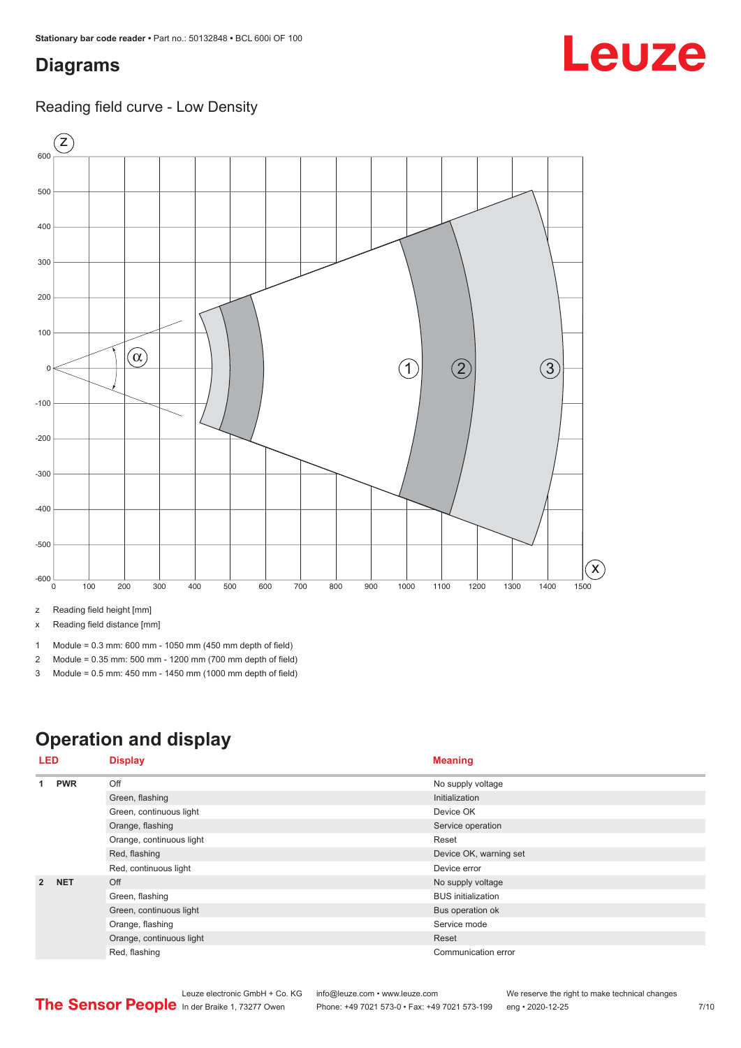## Diagrams

### Reading field curve - Low Density

z Reading field height [mm]

x Reading field distance [mm]

1 Module = 0.3 mm: 600 mm - 1050 mm (450 mm depth of field)

2 Module = 0.35 mm: 500 mm - 1200 mm (700 mm depth of field)

3 Module = 0.5 mm: 450 mm - 1450 mm (1000 mm depth of field)

## Operation and display

| LED | | Display | Meaning |
|---|---|---|---|
| 1 | PWR | Off | No supply voltage |
| | | Green, flashing | Initialization |
| | | Green, continuous light | Device OK |
| | | Orange, flashing | Service operation |
| | | Orange, continuous light | Reset |
| | | Red, flashing | Device OK, warning set |
| | | Red, continuous light | Device error |
| 2 | NET | Off | No supply voltage |
| | | Green, flashing | BUS initialization |
| | | Green, continuous light | Bus operation ok |
| | | Orange, flashing | Service mode |
| | | Orange, continuous light | Reset |
| | | Red, flashing | Communication error |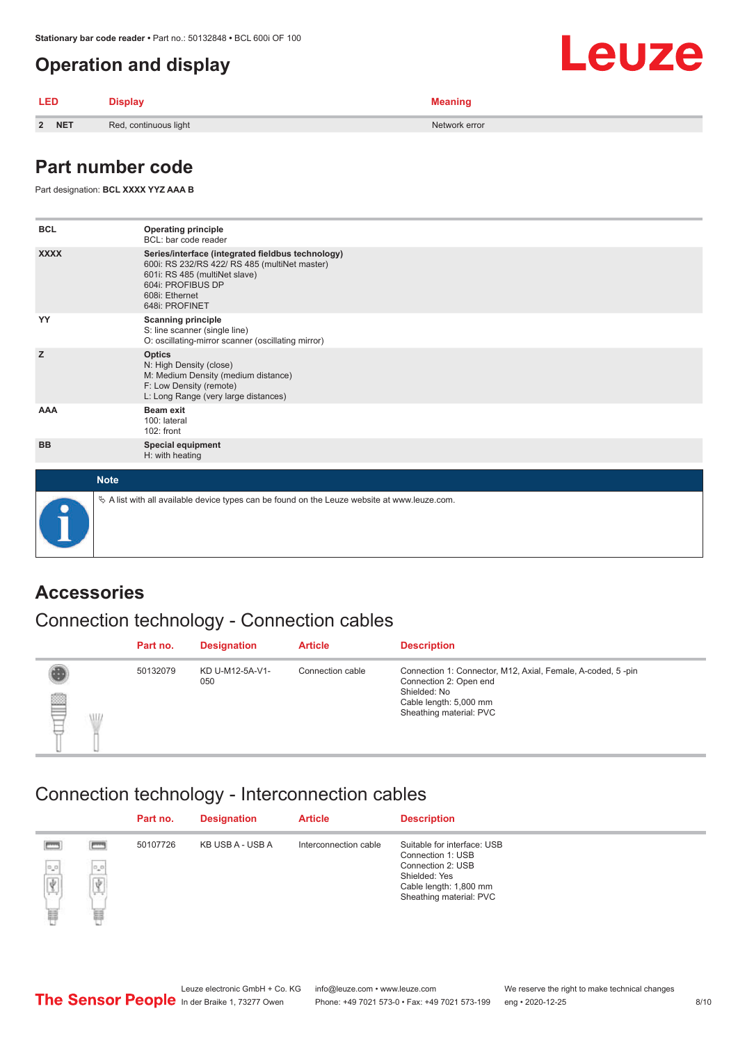## Operation and display

| LED | | Display | Meaning |
|---|---|---|---|
| 2 | NET | Red, continuous light | Network error |

## Part number code

Part designation: **BCL XXXX YYZ AAA B**

| | |
|---|---|
| **BCL** | **Operating principle**<br>BCL: bar code reader |
| **XXXX** | **Series/interface (integrated fieldbus technology)**<br>600i: RS 232/RS 422/ RS 485 (multiNet master)<br>601i: RS 485 (multiNet slave)<br>604i: PROFIBUS DP<br>608i: Ethernet<br>648i: PROFINET |
| **YY** | **Scanning principle**<br>S: line scanner (single line)<br>O: oscillating-mirror scanner (oscillating mirror) |
| **Z** | **Optics**<br>N: High Density (close)<br>M: Medium Density (medium distance)<br>F: Low Density (remote)<br>L: Long Range (very large distances) |
| **AAA** | **Beam exit**<br>100: lateral<br>102: front |
| **BB** | **Special equipment**<br>H: with heating |

**Note**

A list with all available device types can be found on the Leuze website at www.leuze.com.

## Accessories

### Connection technology - Connection cables

| Part no. | Designation | Article | Description |
|---|---|---|---|
| 50132079 | KD U-M12-5A-V1-050 | Connection cable | Connection 1: Connector, M12, Axial, Female, A-coded, 5 -pin<br>Connection 2: Open end<br>Shielded: No<br>Cable length: 5,000 mm<br>Sheathing material: PVC |

### Connection technology - Interconnection cables

| Part no. | Designation | Article | Description |
|---|---|---|---|
| 50107726 | KB USB A - USB A | Interconnection cable | Suitable for interface: USB<br>Connection 1: USB<br>Connection 2: USB<br>Shielded: Yes<br>Cable length: 1,800 mm<br>Sheathing material: PVC |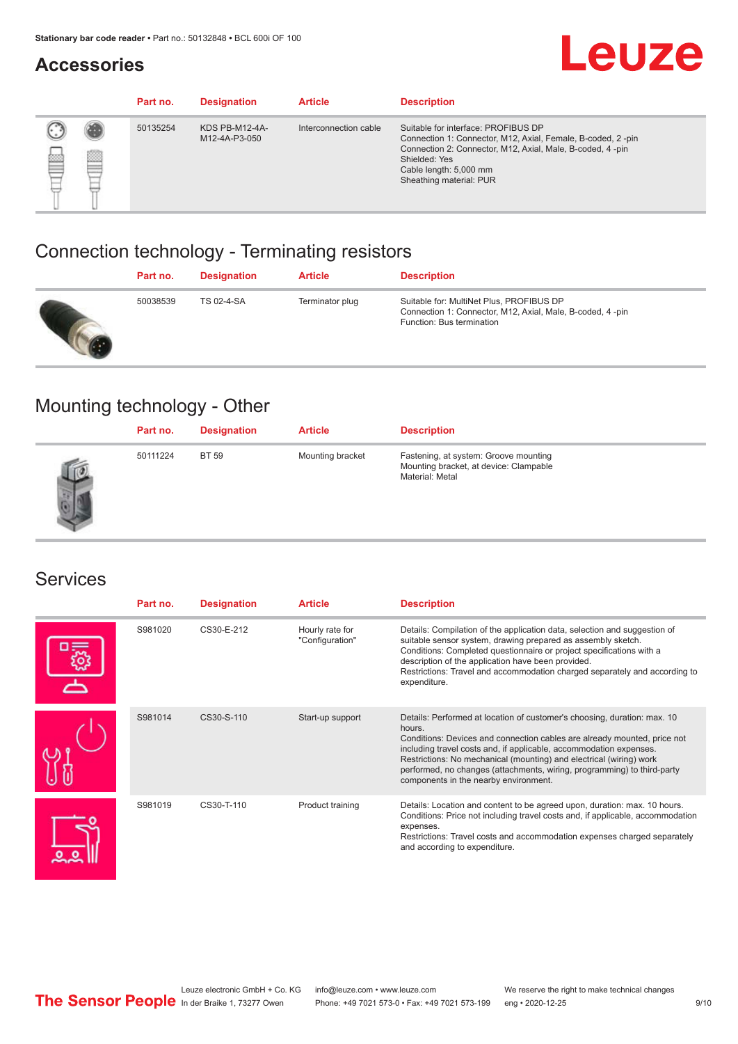## Accessories

| Part no. | Designation | Article | Description |
|---|---|---|---|
| 50135254 | KDS PB-M12-4A-M12-4A-P3-050 | Interconnection cable | Suitable for interface: PROFIBUS DP<br>Connection 1: Connector, M12, Axial, Female, B-coded, 2 -pin<br>Connection 2: Connector, M12, Axial, Male, B-coded, 4 -pin<br>Shielded: Yes<br>Cable length: 5,000 mm<br>Sheathing material: PUR |

## Connection technology - Terminating resistors

| Part no. | Designation | Article | Description |
|---|---|---|---|
| 50038539 | TS 02-4-SA | Terminator plug | Suitable for: MultiNet Plus, PROFIBUS DP<br>Connection 1: Connector, M12, Axial, Male, B-coded, 4 -pin<br>Function: Bus termination |

## Mounting technology - Other

| Part no. | Designation | Article | Description |
|---|---|---|---|
| 50111224 | BT 59 | Mounting bracket | Fastening, at system: Groove mounting<br>Mounting bracket, at device: Clampable<br>Material: Metal |

## Services

| Part no. | Designation | Article | Description |
|---|---|---|---|
| S981020 | CS30-E-212 | Hourly rate for "Configuration" | Details: Compilation of the application data, selection and suggestion of suitable sensor system, drawing prepared as assembly sketch.<br>Conditions: Completed questionnaire or project specifications with a description of the application have been provided.<br>Restrictions: Travel and accommodation charged separately and according to expenditure. |
| S981014 | CS30-S-110 | Start-up support | Details: Performed at location of customer's choosing, duration: max. 10 hours.<br>Conditions: Devices and connection cables are already mounted, price not including travel costs and, if applicable, accommodation expenses.<br>Restrictions: No mechanical (mounting) and electrical (wiring) work performed, no changes (attachments, wiring, programming) to third-party components in the nearby environment. |
| S981019 | CS30-T-110 | Product training | Details: Location and content to be agreed upon, duration: max. 10 hours.<br>Conditions: Price not including travel costs and, if applicable, accommodation expenses.<br>Restrictions: Travel costs and accommodation expenses charged separately and according to expenditure. |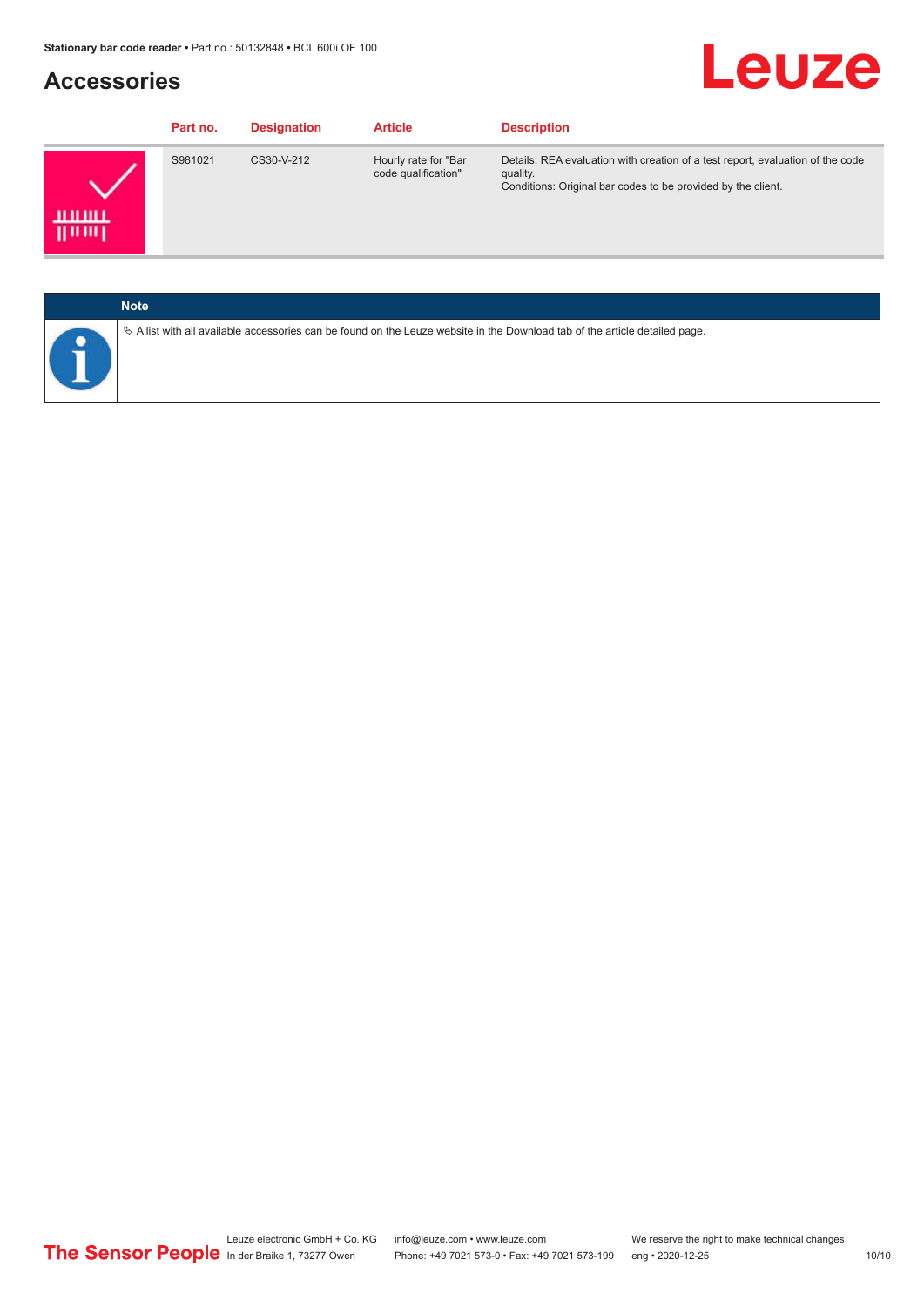## Accessories

| | Part no. | Designation | Article | Description |
|---|---|---|---|---|
| | S981021 | CS30-V-212 | Hourly rate for "Bar code qualification" | Details: REA evaluation with creation of a test report, evaluation of the code quality.<br>Conditions: Original bar codes to be provided by the client. |

**Note**

✎ A list with all available accessories can be found on the Leuze website in the Download tab of the article detailed page.